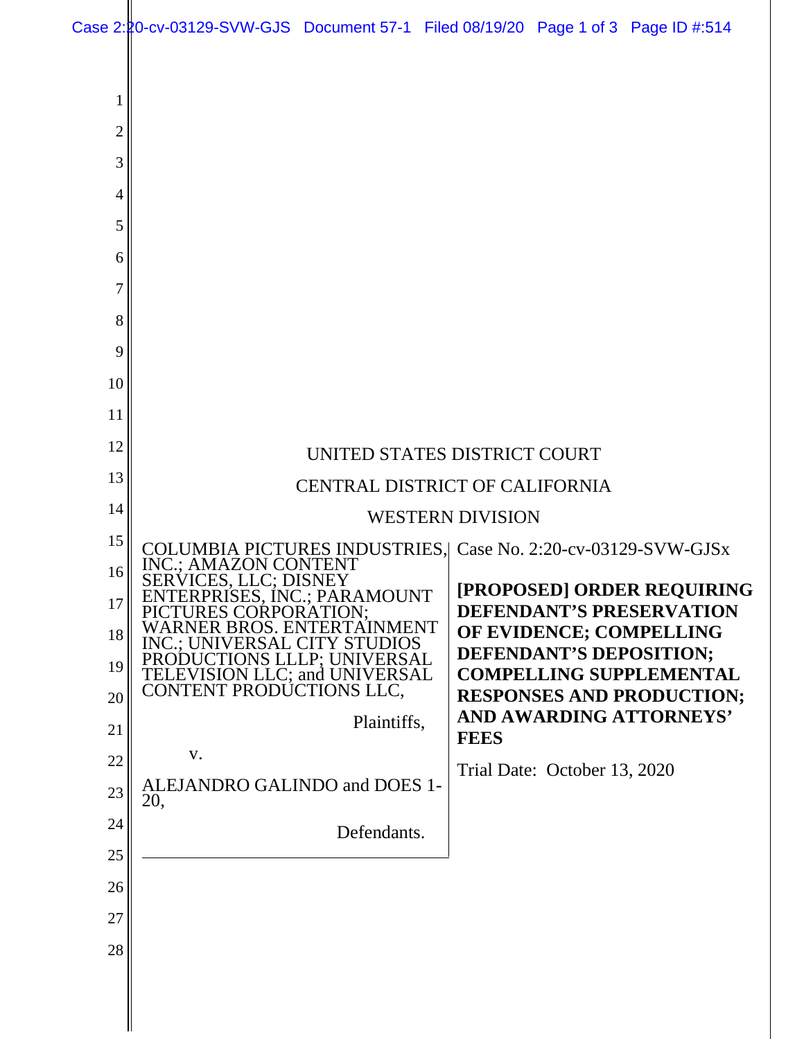UNITED STATES DISTRICT COURT

CENTRAL DISTRICT OF CALIFORNIA

WESTERN DIVISION

COLUMBIA PICTURES INDUSTRIES, INC.; AMAZON CONTENT SERVICES, LLC; DISNEY ENTERPRISES, INC.; PARAMOUNT PICTURES CORPORATION; WARNER BROS. ENTERTAINMENT INC.; UNIVERSAL CITY STUDIOS PRODUCTIONS LLLP; UNIVERSAL TELEVISION LLC; and UNIVERSAL CONTENT PRODUCTIONS LLC,

Plaintiffs,

v.

ALEJANDRO GALINDO and DOES 1-20,

Defendants.

Case No. 2:20-cv-03129-SVW-GJSx

**[PROPOSED] ORDER REQUIRING DEFENDANT'S PRESERVATION OF EVIDENCE; COMPELLING DEFENDANT'S DEPOSITION; COMPELLING SUPPLEMENTAL RESPONSES AND PRODUCTION; AND AWARDING ATTORNEYS' FEES**

Trial Date: October 13, 2020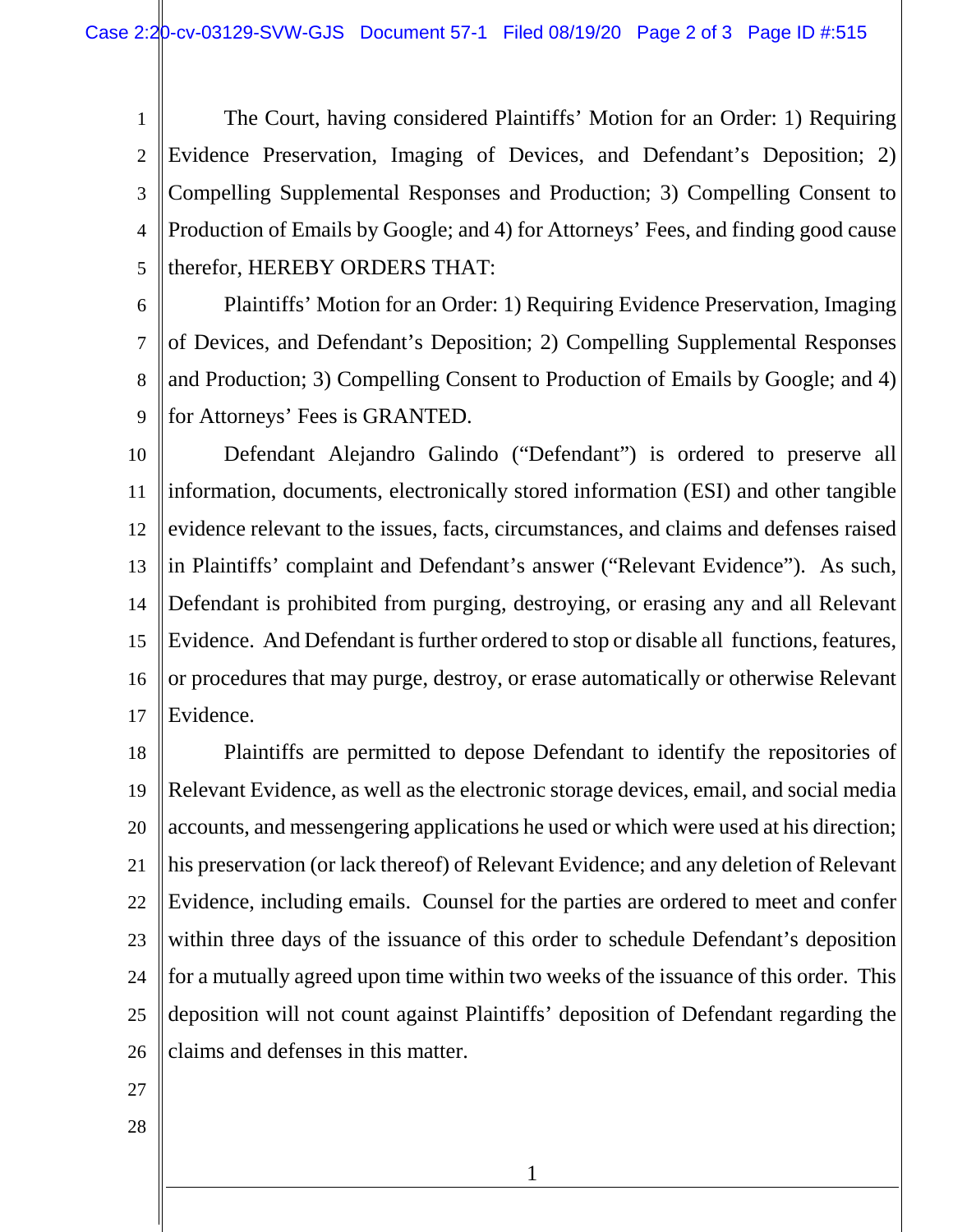The Court, having considered Plaintiffs' Motion for an Order: 1) Requiring Evidence Preservation, Imaging of Devices, and Defendant's Deposition; 2) Compelling Supplemental Responses and Production; 3) Compelling Consent to Production of Emails by Google; and 4) for Attorneys' Fees, and finding good cause therefor, HEREBY ORDERS THAT:

Plaintiffs' Motion for an Order: 1) Requiring Evidence Preservation, Imaging of Devices, and Defendant's Deposition; 2) Compelling Supplemental Responses and Production; 3) Compelling Consent to Production of Emails by Google; and 4) for Attorneys' Fees is GRANTED.

Defendant Alejandro Galindo ("Defendant") is ordered to preserve all information, documents, electronically stored information (ESI) and other tangible evidence relevant to the issues, facts, circumstances, and claims and defenses raised in Plaintiffs' complaint and Defendant's answer ("Relevant Evidence"). As such, Defendant is prohibited from purging, destroying, or erasing any and all Relevant Evidence. And Defendant is further ordered to stop or disable all functions, features, or procedures that may purge, destroy, or erase automatically or otherwise Relevant Evidence.

Plaintiffs are permitted to depose Defendant to identify the repositories of Relevant Evidence, as well as the electronic storage devices, email, and social media accounts, and messengering applications he used or which were used at his direction; his preservation (or lack thereof) of Relevant Evidence; and any deletion of Relevant Evidence, including emails. Counsel for the parties are ordered to meet and confer within three days of the issuance of this order to schedule Defendant's deposition for a mutually agreed upon time within two weeks of the issuance of this order. This deposition will not count against Plaintiffs' deposition of Defendant regarding the claims and defenses in this matter.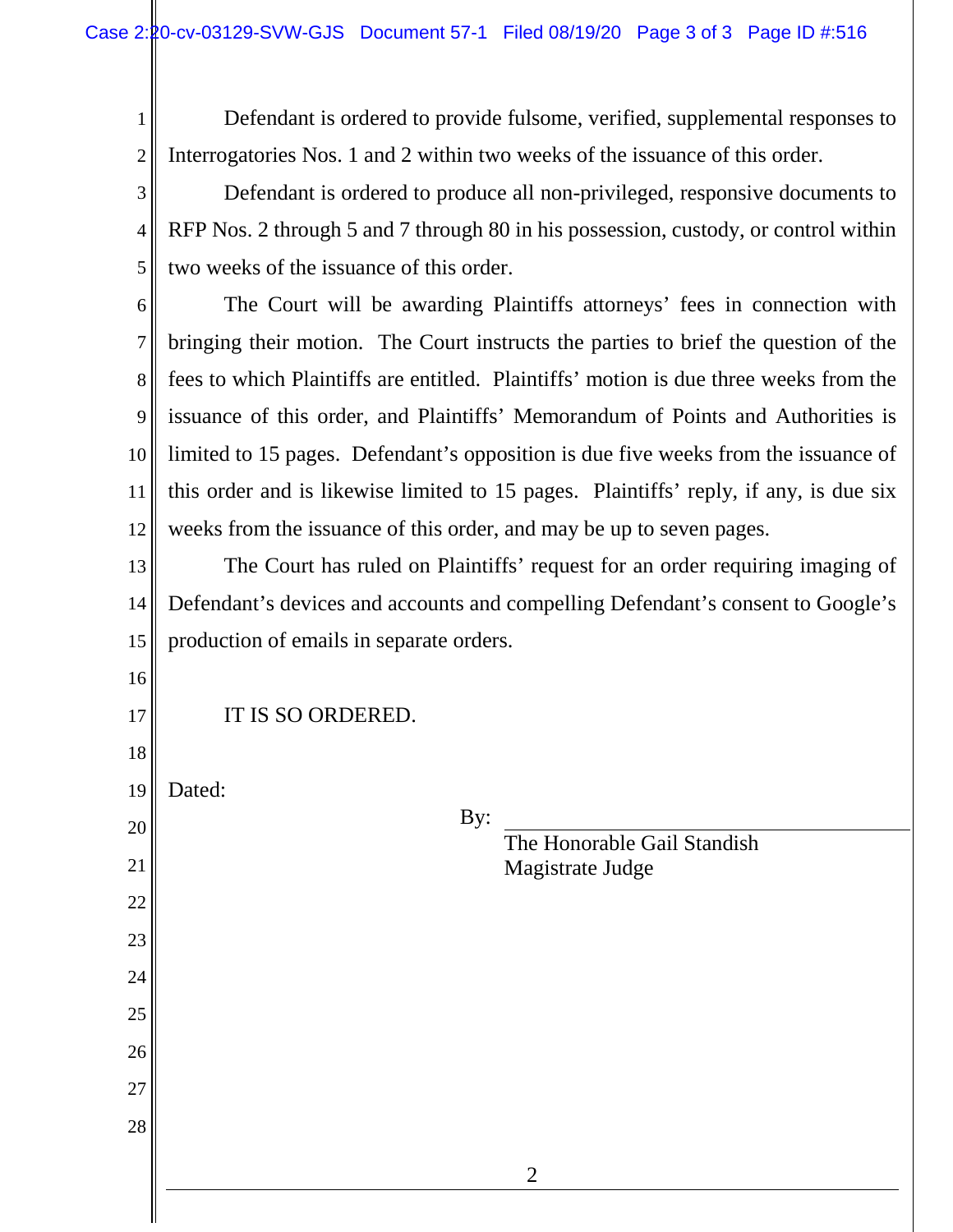Defendant is ordered to provide fulsome, verified, supplemental responses to Interrogatories Nos. 1 and 2 within two weeks of the issuance of this order.

Defendant is ordered to produce all non-privileged, responsive documents to RFP Nos. 2 through 5 and 7 through 80 in his possession, custody, or control within two weeks of the issuance of this order.

The Court will be awarding Plaintiffs attorneys' fees in connection with bringing their motion. The Court instructs the parties to brief the question of the fees to which Plaintiffs are entitled. Plaintiffs' motion is due three weeks from the issuance of this order, and Plaintiffs' Memorandum of Points and Authorities is limited to 15 pages. Defendant's opposition is due five weeks from the issuance of this order and is likewise limited to 15 pages. Plaintiffs' reply, if any, is due six weeks from the issuance of this order, and may be up to seven pages.

The Court has ruled on Plaintiffs' request for an order requiring imaging of Defendant's devices and accounts and compelling Defendant's consent to Google's production of emails in separate orders.

IT IS SO ORDERED.

Dated:

By: \_\_\_\_\_\_\_\_\_\_\_\_\_\_\_\_\_\_\_\_\_\_\_\_\_\_\_\_\_\_

The Honorable Gail Standish
Magistrate Judge